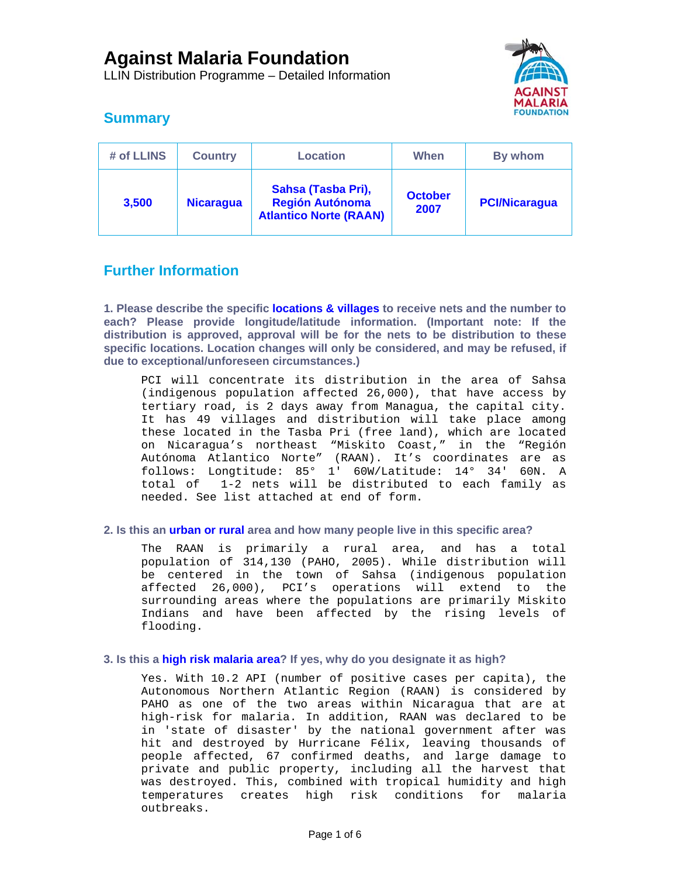# Against Malaria Foundation

LLIN Distribution Programme – Detailed Information

## Summary

| # of LLINS | Country | Location | When | By whom |
|---|---|---|---|---|
| 3,500 | Nicaragua | Sahsa (Tasba Pri), Región Autónoma Atlantico Norte (RAAN) | October 2007 | PCI/Nicaragua |

## Further Information

**1. Please describe the specific locations & villages to receive nets and the number to each? Please provide longitude/latitude information. (Important note: If the distribution is approved, approval will be for the nets to be distribution to these specific locations. Location changes will only be considered, and may be refused, if due to exceptional/unforeseen circumstances.)**

PCI will concentrate its distribution in the area of Sahsa (indigenous population affected 26,000), that have access by tertiary road, is 2 days away from Managua, the capital city. It has 49 villages and distribution will take place among these located in the Tasba Pri (free land), which are located on Nicaragua's northeast "Miskito Coast," in the "Región Autónoma Atlantico Norte" (RAAN). It's coordinates are as follows: Longtitude: 85° 1' 60W/Latitude: 14° 34' 60N. A total of 1-2 nets will be distributed to each family as needed. See list attached at end of form.

**2. Is this an urban or rural area and how many people live in this specific area?**

The RAAN is primarily a rural area, and has a total population of 314,130 (PAHO, 2005). While distribution will be centered in the town of Sahsa (indigenous population affected 26,000), PCI's operations will extend to the surrounding areas where the populations are primarily Miskito Indians and have been affected by the rising levels of flooding.

**3. Is this a high risk malaria area? If yes, why do you designate it as high?**

Yes. With 10.2 API (number of positive cases per capita), the Autonomous Northern Atlantic Region (RAAN) is considered by PAHO as one of the two areas within Nicaragua that are at high-risk for malaria. In addition, RAAN was declared to be in 'state of disaster' by the national government after was hit and destroyed by Hurricane Félix, leaving thousands of people affected, 67 confirmed deaths, and large damage to private and public property, including all the harvest that was destroyed. This, combined with tropical humidity and high temperatures creates high risk conditions for malaria outbreaks.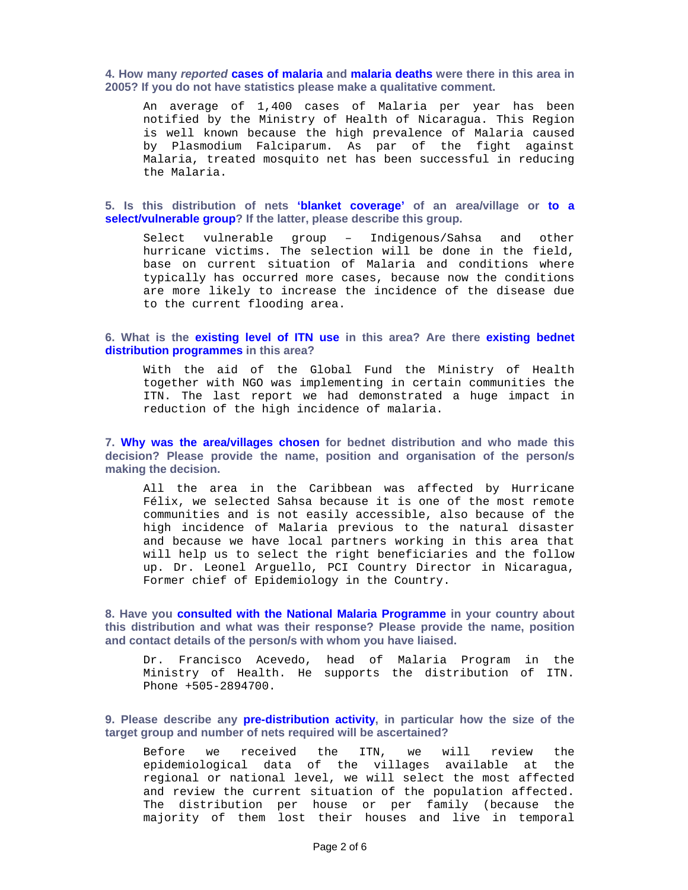**4. How many *reported* cases of malaria and malaria deaths were there in this area in 2005? If you do not have statistics please make a qualitative comment.**

An average of 1,400 cases of Malaria per year has been notified by the Ministry of Health of Nicaragua. This Region is well known because the high prevalence of Malaria caused by Plasmodium Falciparum. As par of the fight against Malaria, treated mosquito net has been successful in reducing the Malaria.

**5. Is this distribution of nets 'blanket coverage' of an area/village or to a select/vulnerable group? If the latter, please describe this group.**

Select vulnerable group – Indigenous/Sahsa and other hurricane victims. The selection will be done in the field, base on current situation of Malaria and conditions where typically has occurred more cases, because now the conditions are more likely to increase the incidence of the disease due to the current flooding area.

**6. What is the existing level of ITN use in this area? Are there existing bednet distribution programmes in this area?**

With the aid of the Global Fund the Ministry of Health together with NGO was implementing in certain communities the ITN. The last report we had demonstrated a huge impact in reduction of the high incidence of malaria.

**7. Why was the area/villages chosen for bednet distribution and who made this decision? Please provide the name, position and organisation of the person/s making the decision.**

All the area in the Caribbean was affected by Hurricane Félix, we selected Sahsa because it is one of the most remote communities and is not easily accessible, also because of the high incidence of Malaria previous to the natural disaster and because we have local partners working in this area that will help us to select the right beneficiaries and the follow up. Dr. Leonel Arguello, PCI Country Director in Nicaragua, Former chief of Epidemiology in the Country.

**8. Have you consulted with the National Malaria Programme in your country about this distribution and what was their response? Please provide the name, position and contact details of the person/s with whom you have liaised.**

Dr. Francisco Acevedo, head of Malaria Program in the Ministry of Health. He supports the distribution of ITN. Phone +505-2894700.

**9. Please describe any pre-distribution activity, in particular how the size of the target group and number of nets required will be ascertained?**

Before we received the ITN, we will review the epidemiological data of the villages available at the regional or national level, we will select the most affected and review the current situation of the population affected. The distribution per house or per family (because the majority of them lost their houses and live in temporal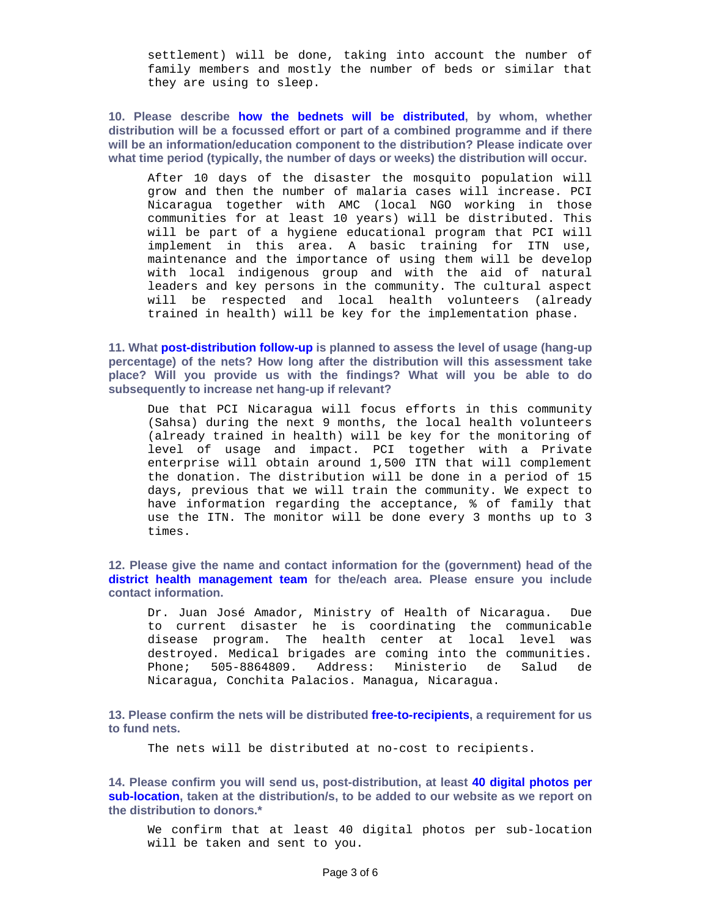settlement) will be done, taking into account the number of family members and mostly the number of beds or similar that they are using to sleep.

**10. Please describe how the bednets will be distributed, by whom, whether distribution will be a focussed effort or part of a combined programme and if there will be an information/education component to the distribution? Please indicate over what time period (typically, the number of days or weeks) the distribution will occur.**

After 10 days of the disaster the mosquito population will grow and then the number of malaria cases will increase. PCI Nicaragua together with AMC (local NGO working in those communities for at least 10 years) will be distributed. This will be part of a hygiene educational program that PCI will implement in this area. A basic training for ITN use, maintenance and the importance of using them will be develop with local indigenous group and with the aid of natural leaders and key persons in the community. The cultural aspect will be respected and local health volunteers (already trained in health) will be key for the implementation phase.

**11. What post-distribution follow-up is planned to assess the level of usage (hang-up percentage) of the nets? How long after the distribution will this assessment take place? Will you provide us with the findings? What will you be able to do subsequently to increase net hang-up if relevant?**

Due that PCI Nicaragua will focus efforts in this community (Sahsa) during the next 9 months, the local health volunteers (already trained in health) will be key for the monitoring of level of usage and impact. PCI together with a Private enterprise will obtain around 1,500 ITN that will complement the donation. The distribution will be done in a period of 15 days, previous that we will train the community. We expect to have information regarding the acceptance, % of family that use the ITN. The monitor will be done every 3 months up to 3 times.

**12. Please give the name and contact information for the (government) head of the district health management team for the/each area. Please ensure you include contact information.**

Dr. Juan José Amador, Ministry of Health of Nicaragua. Due to current disaster he is coordinating the communicable disease program. The health center at local level was destroyed. Medical brigades are coming into the communities. Phone; 505-8864809. Address: Ministerio de Salud de Nicaragua, Conchita Palacios. Managua, Nicaragua.

**13. Please confirm the nets will be distributed free-to-recipients, a requirement for us to fund nets.**

The nets will be distributed at no-cost to recipients.

**14. Please confirm you will send us, post-distribution, at least 40 digital photos per sub-location, taken at the distribution/s, to be added to our website as we report on the distribution to donors.***

We confirm that at least 40 digital photos per sub-location will be taken and sent to you.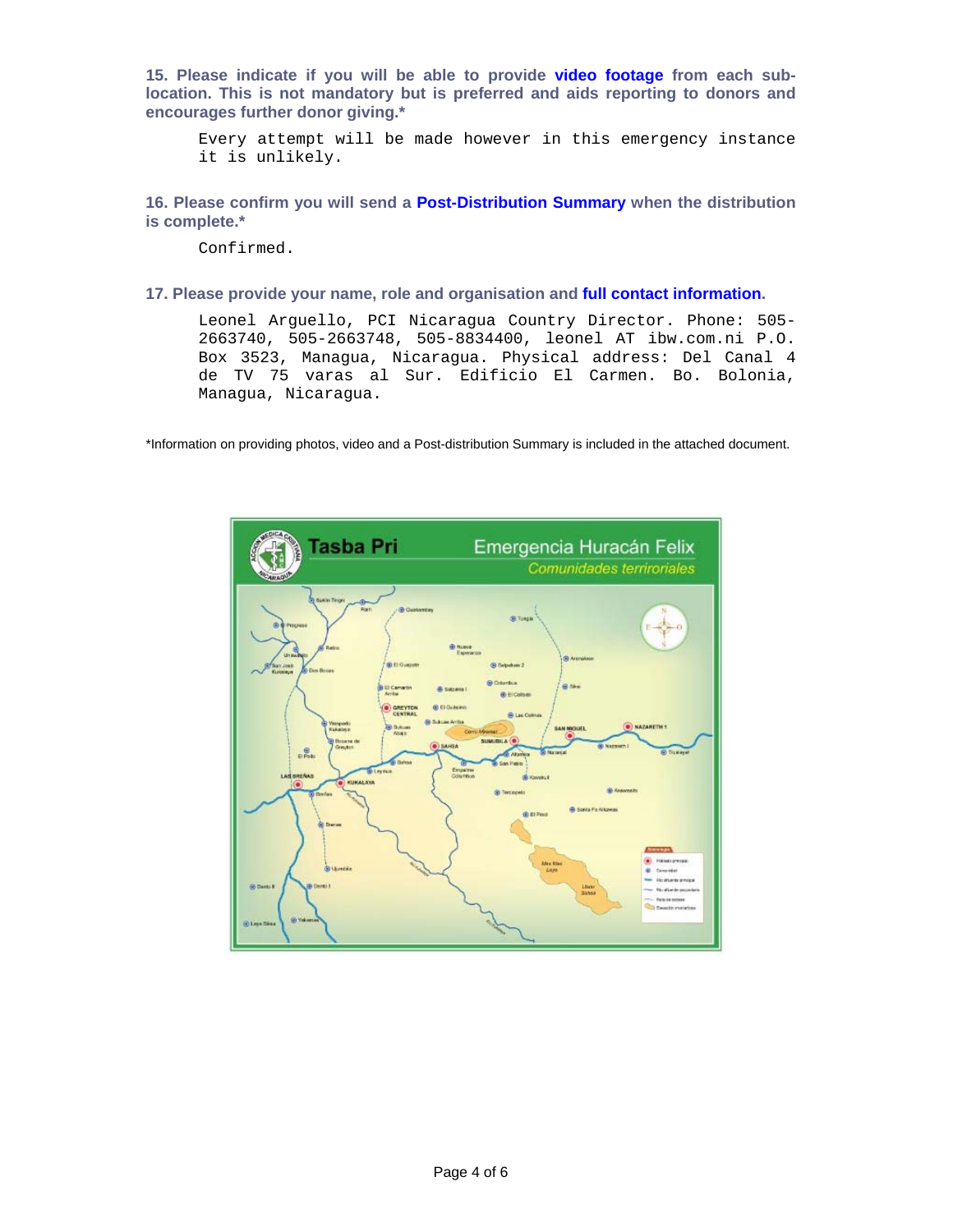**15. Please indicate if you will be able to provide video footage from each sub-location. This is not mandatory but is preferred and aids reporting to donors and encourages further donor giving.***

Every attempt will be made however in this emergency instance it is unlikely.

**16. Please confirm you will send a Post-Distribution Summary when the distribution is complete.***

Confirmed.

**17. Please provide your name, role and organisation and full contact information.**

Leonel Arguello, PCI Nicaragua Country Director. Phone: 505-2663740, 505-2663748, 505-8834400, leonel AT ibw.com.ni P.O. Box 3523, Managua, Nicaragua. Physical address: Del Canal 4 de TV 75 varas al Sur. Edificio El Carmen. Bo. Bolonia, Managua, Nicaragua.

*Information on providing photos, video and a Post-distribution Summary is included in the attached document.

Tasba Pri

Emergencia Huracán Felix

*Comunidades terrioriales*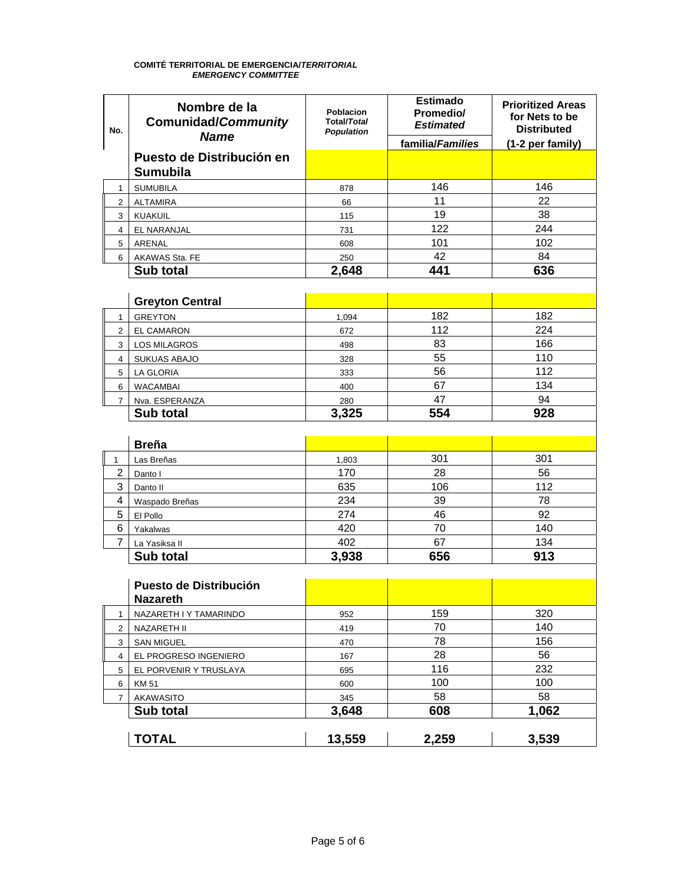**COMITÉ TERRITORIAL DE EMERGENCIA/*TERRITORIAL EMERGENCY COMMITTEE***

| No. | Nombre de la Comunidad/*Community Name* | Poblacion Total/*Total Population* | Estimado Promedio/ *Estimated* familia/*Families* | Prioritized Areas for Nets to be Distributed (1-2 per family) |
|---|---|---|---|---|
| | **Puesto de Distribución en Sumubila** | | | |
| 1 | SUMUBILA | 878 | 146 | 146 |
| 2 | ALTAMIRA | 66 | 11 | 22 |
| 3 | KUAKUIL | 115 | 19 | 38 |
| 4 | EL NARANJAL | 731 | 122 | 244 |
| 5 | ARENAL | 608 | 101 | 102 |
| 6 | AKAWAS Sta. FE | 250 | 42 | 84 |
| | **Sub total** | **2,648** | **441** | **636** |
| | **Greyton Central** | | | |
| 1 | GREYTON | 1,094 | 182 | 182 |
| 2 | EL CAMARON | 672 | 112 | 224 |
| 3 | LOS MILAGROS | 498 | 83 | 166 |
| 4 | SUKUAS ABAJO | 328 | 55 | 110 |
| 5 | LA GLORIA | 333 | 56 | 112 |
| 6 | WACAMBAI | 400 | 67 | 134 |
| 7 | Nva. ESPERANZA | 280 | 47 | 94 |
| | **Sub total** | **3,325** | **554** | **928** |
| | **Breña** | | | |
| 1 | Las Breñas | 1,803 | 301 | 301 |
| 2 | Danto I | 170 | 28 | 56 |
| 3 | Danto II | 635 | 106 | 112 |
| 4 | Waspado Breñas | 234 | 39 | 78 |
| 5 | El Pollo | 274 | 46 | 92 |
| 6 | Yakalwas | 420 | 70 | 140 |
| 7 | La Yasiksa II | 402 | 67 | 134 |
| | **Sub total** | **3,938** | **656** | **913** |
| | **Puesto de Distribución Nazareth** | | | |
| 1 | NAZARETH I Y TAMARINDO | 952 | 159 | 320 |
| 2 | NAZARETH II | 419 | 70 | 140 |
| 3 | SAN MIGUEL | 470 | 78 | 156 |
| 4 | EL PROGRESO INGENIERO | 167 | 28 | 56 |
| 5 | EL PORVENIR Y TRUSLAYA | 695 | 116 | 232 |
| 6 | KM 51 | 600 | 100 | 100 |
| 7 | AKAWASITO | 345 | 58 | 58 |
| | **Sub total** | **3,648** | **608** | **1,062** |
| | **TOTAL** | **13,559** | **2,259** | **3,539** |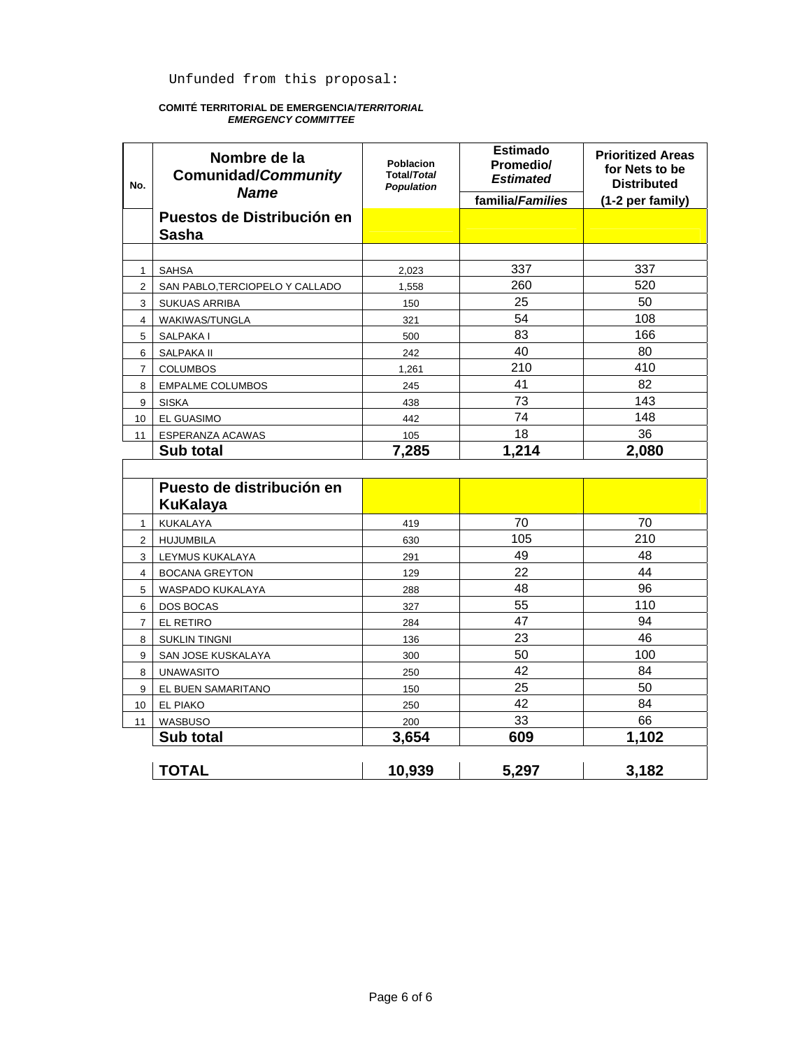Unfunded from this proposal:

**COMITÉ TERRITORIAL DE EMERGENCIA/*TERRITORIAL EMERGENCY COMMITTEE***

| No. | Nombre de la Comunidad/*Community Name* | Poblacion Total/*Total Population* | Estimado Promedio/ *Estimated* familia/*Families* | Prioritized Areas for Nets to be Distributed (1-2 per family) |
|---|---|---|---|---|
| | **Puestos de Distribución en Sasha** | | | |
| | | | | |
| 1 | SAHSA | 2,023 | 337 | 337 |
| 2 | SAN PABLO,TERCIOPELO Y CALLADO | 1,558 | 260 | 520 |
| 3 | SUKUAS ARRIBA | 150 | 25 | 50 |
| 4 | WAKIWAS/TUNGLA | 321 | 54 | 108 |
| 5 | SALPAKA I | 500 | 83 | 166 |
| 6 | SALPAKA II | 242 | 40 | 80 |
| 7 | COLUMBOS | 1,261 | 210 | 410 |
| 8 | EMPALME COLUMBOS | 245 | 41 | 82 |
| 9 | SISKA | 438 | 73 | 143 |
| 10 | EL GUASIMO | 442 | 74 | 148 |
| 11 | ESPERANZA ACAWAS | 105 | 18 | 36 |
| | **Sub total** | **7,285** | **1,214** | **2,080** |
| | | | | |
| | **Puesto de distribución en KuKalaya** | | | |
| 1 | KUKALAYA | 419 | 70 | 70 |
| 2 | HUJUMBILA | 630 | 105 | 210 |
| 3 | LEYMUS KUKALAYA | 291 | 49 | 48 |
| 4 | BOCANA GREYTON | 129 | 22 | 44 |
| 5 | WASPADO KUKALAYA | 288 | 48 | 96 |
| 6 | DOS BOCAS | 327 | 55 | 110 |
| 7 | EL RETIRO | 284 | 47 | 94 |
| 8 | SUKLIN TINGNI | 136 | 23 | 46 |
| 9 | SAN JOSE KUSKALAYA | 300 | 50 | 100 |
| 8 | UNAWASITO | 250 | 42 | 84 |
| 9 | EL BUEN SAMARITANO | 150 | 25 | 50 |
| 10 | EL PIAKO | 250 | 42 | 84 |
| 11 | WASBUSO | 200 | 33 | 66 |
| | **Sub total** | **3,654** | **609** | **1,102** |
| | | | | |
| | **TOTAL** | **10,939** | **5,297** | **3,182** |